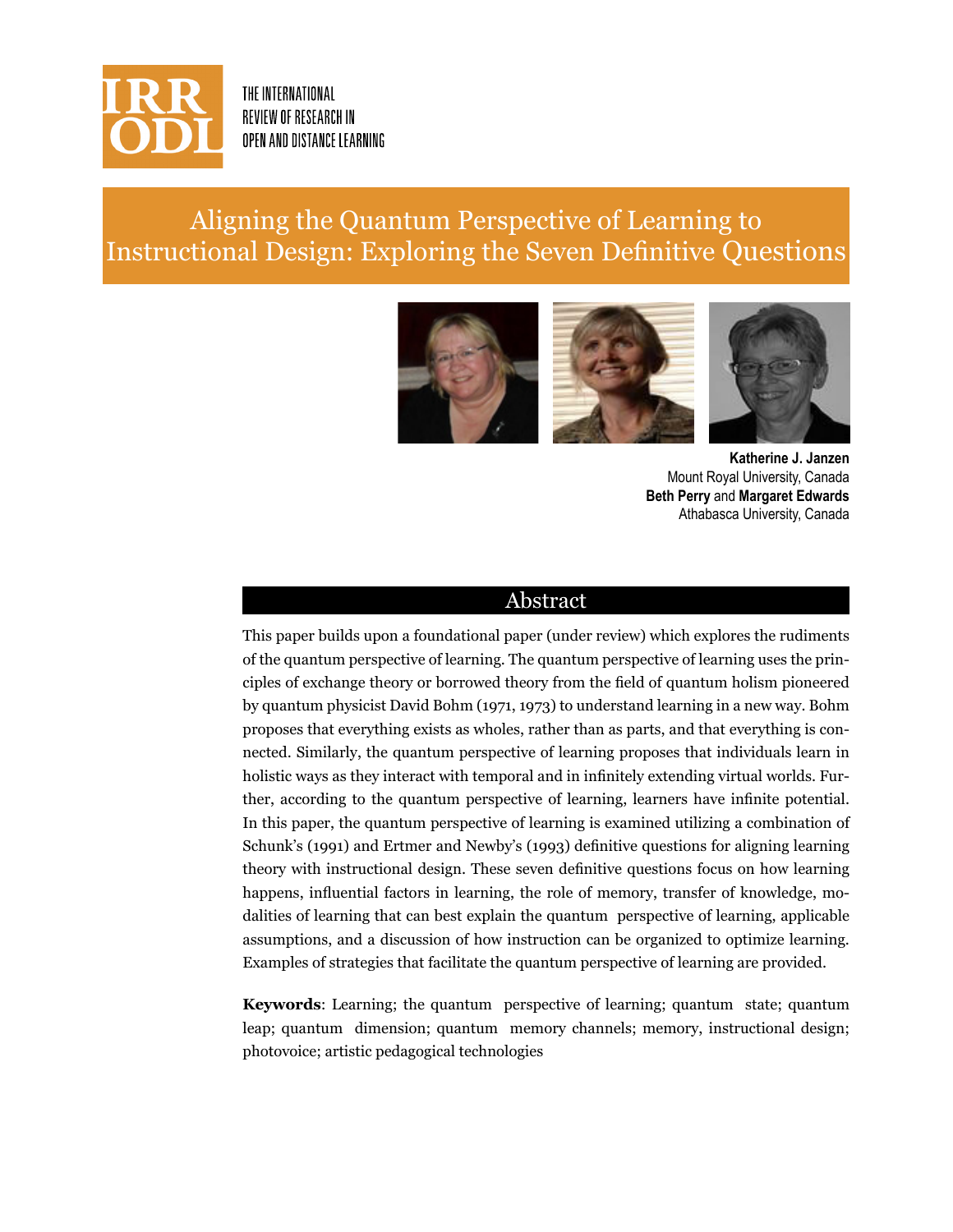THE INTERNATIONAL REVIEW OF RESEARCH IN OPEN AND DISTANCE LEARNING

# Aligning the Quantum Perspective of Learning to Instructional Design: Exploring the Seven Definitive Questions

**Katherine J. Janzen**
Mount Royal University, Canada
**Beth Perry** and **Margaret Edwards**
Athabasca University, Canada

## Abstract

This paper builds upon a foundational paper (under review) which explores the rudiments of the quantum perspective of learning. The quantum perspective of learning uses the principles of exchange theory or borrowed theory from the field of quantum holism pioneered by quantum physicist David Bohm (1971, 1973) to understand learning in a new way. Bohm proposes that everything exists as wholes, rather than as parts, and that everything is connected. Similarly, the quantum perspective of learning proposes that individuals learn in holistic ways as they interact with temporal and in infinitely extending virtual worlds. Further, according to the quantum perspective of learning, learners have infinite potential. In this paper, the quantum perspective of learning is examined utilizing a combination of Schunk's (1991) and Ertmer and Newby's (1993) definitive questions for aligning learning theory with instructional design. These seven definitive questions focus on how learning happens, influential factors in learning, the role of memory, transfer of knowledge, modalities of learning that can best explain the quantum perspective of learning, applicable assumptions, and a discussion of how instruction can be organized to optimize learning. Examples of strategies that facilitate the quantum perspective of learning are provided.

**Keywords**: Learning; the quantum perspective of learning; quantum state; quantum leap; quantum dimension; quantum memory channels; memory, instructional design; photovoice; artistic pedagogical technologies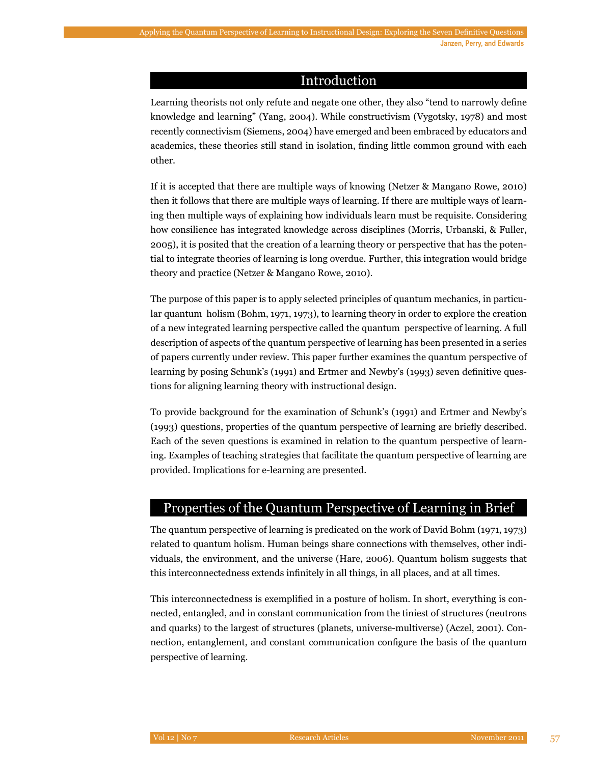## Introduction

Learning theorists not only refute and negate one other, they also "tend to narrowly define knowledge and learning" (Yang, 2004). While constructivism (Vygotsky, 1978) and most recently connectivism (Siemens, 2004) have emerged and been embraced by educators and academics, these theories still stand in isolation, finding little common ground with each other.

If it is accepted that there are multiple ways of knowing (Netzer & Mangano Rowe, 2010) then it follows that there are multiple ways of learning. If there are multiple ways of learning then multiple ways of explaining how individuals learn must be requisite. Considering how consilience has integrated knowledge across disciplines (Morris, Urbanski, & Fuller, 2005), it is posited that the creation of a learning theory or perspective that has the potential to integrate theories of learning is long overdue. Further, this integration would bridge theory and practice (Netzer & Mangano Rowe, 2010).

The purpose of this paper is to apply selected principles of quantum mechanics, in particular quantum holism (Bohm, 1971, 1973), to learning theory in order to explore the creation of a new integrated learning perspective called the quantum perspective of learning. A full description of aspects of the quantum perspective of learning has been presented in a series of papers currently under review. This paper further examines the quantum perspective of learning by posing Schunk's (1991) and Ertmer and Newby's (1993) seven definitive questions for aligning learning theory with instructional design.

To provide background for the examination of Schunk's (1991) and Ertmer and Newby's (1993) questions, properties of the quantum perspective of learning are briefly described. Each of the seven questions is examined in relation to the quantum perspective of learning. Examples of teaching strategies that facilitate the quantum perspective of learning are provided. Implications for e-learning are presented.

## Properties of the Quantum Perspective of Learning in Brief

The quantum perspective of learning is predicated on the work of David Bohm (1971, 1973) related to quantum holism. Human beings share connections with themselves, other individuals, the environment, and the universe (Hare, 2006). Quantum holism suggests that this interconnectedness extends infinitely in all things, in all places, and at all times.

This interconnectedness is exemplified in a posture of holism. In short, everything is connected, entangled, and in constant communication from the tiniest of structures (neutrons and quarks) to the largest of structures (planets, universe-multiverse) (Aczel, 2001). Connection, entanglement, and constant communication configure the basis of the quantum perspective of learning.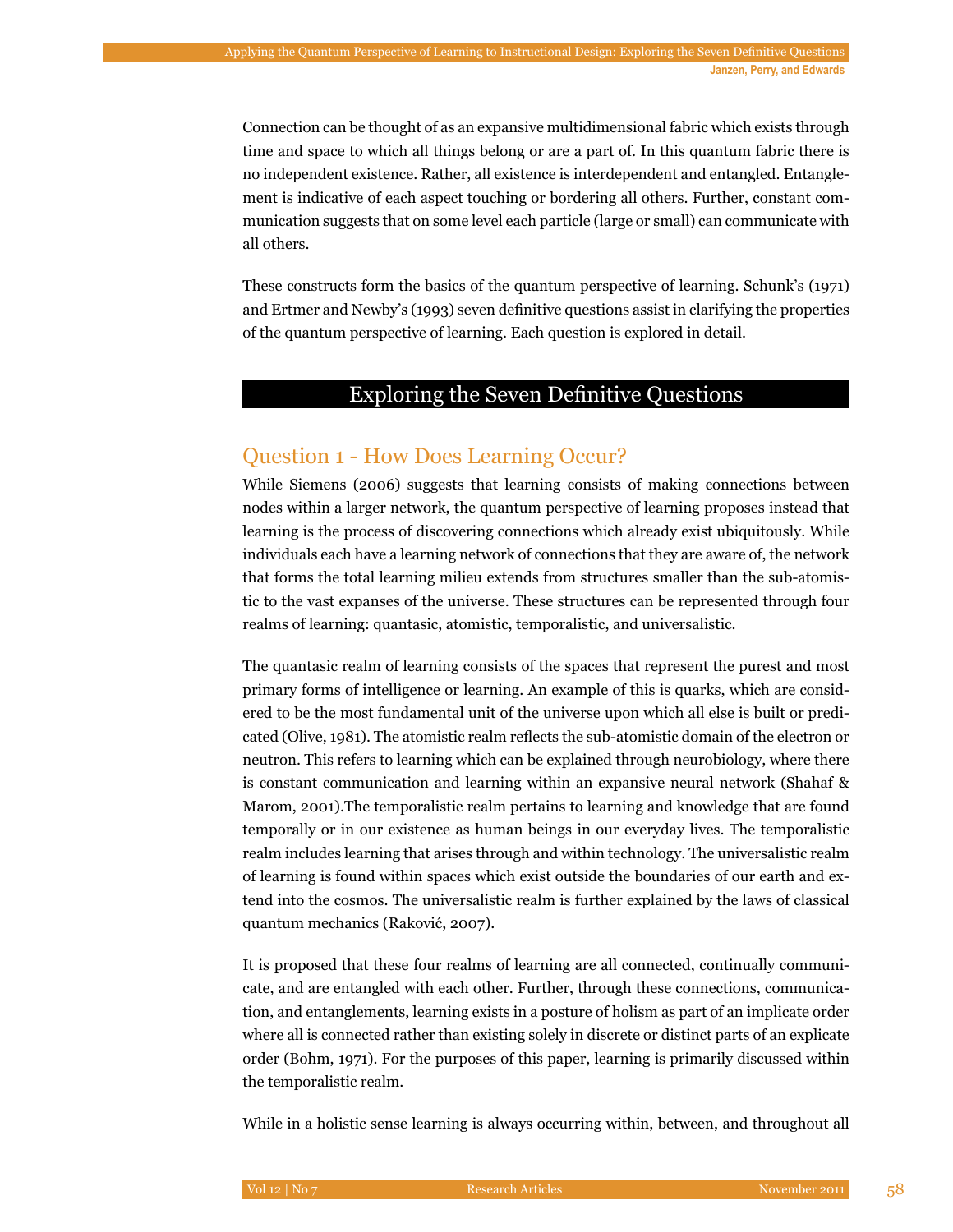Connection can be thought of as an expansive multidimensional fabric which exists through time and space to which all things belong or are a part of. In this quantum fabric there is no independent existence. Rather, all existence is interdependent and entangled. Entanglement is indicative of each aspect touching or bordering all others. Further, constant communication suggests that on some level each particle (large or small) can communicate with all others.

These constructs form the basics of the quantum perspective of learning. Schunk's (1971) and Ertmer and Newby's (1993) seven definitive questions assist in clarifying the properties of the quantum perspective of learning. Each question is explored in detail.

## Exploring the Seven Definitive Questions

### Question 1 - How Does Learning Occur?

While Siemens (2006) suggests that learning consists of making connections between nodes within a larger network, the quantum perspective of learning proposes instead that learning is the process of discovering connections which already exist ubiquitously. While individuals each have a learning network of connections that they are aware of, the network that forms the total learning milieu extends from structures smaller than the sub-atomistic to the vast expanses of the universe. These structures can be represented through four realms of learning: quantasic, atomistic, temporalistic, and universalistic.

The quantasic realm of learning consists of the spaces that represent the purest and most primary forms of intelligence or learning. An example of this is quarks, which are considered to be the most fundamental unit of the universe upon which all else is built or predicated (Olive, 1981). The atomistic realm reflects the sub-atomistic domain of the electron or neutron. This refers to learning which can be explained through neurobiology, where there is constant communication and learning within an expansive neural network (Shahaf & Marom, 2001).The temporalistic realm pertains to learning and knowledge that are found temporally or in our existence as human beings in our everyday lives. The temporalistic realm includes learning that arises through and within technology. The universalistic realm of learning is found within spaces which exist outside the boundaries of our earth and extend into the cosmos. The universalistic realm is further explained by the laws of classical quantum mechanics (Raković, 2007).

It is proposed that these four realms of learning are all connected, continually communicate, and are entangled with each other. Further, through these connections, communication, and entanglements, learning exists in a posture of holism as part of an implicate order where all is connected rather than existing solely in discrete or distinct parts of an explicate order (Bohm, 1971). For the purposes of this paper, learning is primarily discussed within the temporalistic realm.

While in a holistic sense learning is always occurring within, between, and throughout all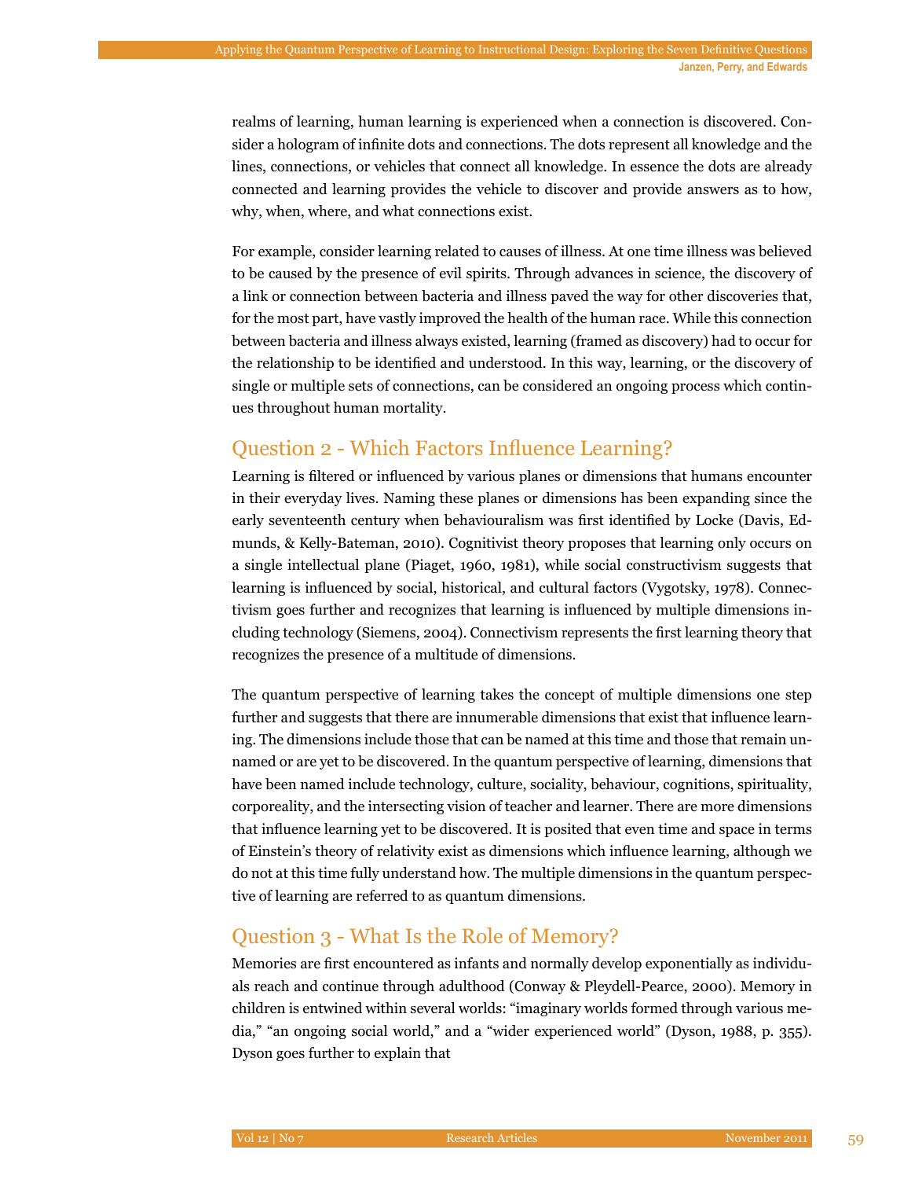realms of learning, human learning is experienced when a connection is discovered. Consider a hologram of infinite dots and connections. The dots represent all knowledge and the lines, connections, or vehicles that connect all knowledge. In essence the dots are already connected and learning provides the vehicle to discover and provide answers as to how, why, when, where, and what connections exist.

For example, consider learning related to causes of illness. At one time illness was believed to be caused by the presence of evil spirits. Through advances in science, the discovery of a link or connection between bacteria and illness paved the way for other discoveries that, for the most part, have vastly improved the health of the human race. While this connection between bacteria and illness always existed, learning (framed as discovery) had to occur for the relationship to be identified and understood. In this way, learning, or the discovery of single or multiple sets of connections, can be considered an ongoing process which continues throughout human mortality.

## Question 2 - Which Factors Influence Learning?

Learning is filtered or influenced by various planes or dimensions that humans encounter in their everyday lives. Naming these planes or dimensions has been expanding since the early seventeenth century when behaviouralism was first identified by Locke (Davis, Edmunds, & Kelly-Bateman, 2010). Cognitivist theory proposes that learning only occurs on a single intellectual plane (Piaget, 1960, 1981), while social constructivism suggests that learning is influenced by social, historical, and cultural factors (Vygotsky, 1978). Connectivism goes further and recognizes that learning is influenced by multiple dimensions including technology (Siemens, 2004). Connectivism represents the first learning theory that recognizes the presence of a multitude of dimensions.

The quantum perspective of learning takes the concept of multiple dimensions one step further and suggests that there are innumerable dimensions that exist that influence learning. The dimensions include those that can be named at this time and those that remain unnamed or are yet to be discovered. In the quantum perspective of learning, dimensions that have been named include technology, culture, sociality, behaviour, cognitions, spirituality, corporeality, and the intersecting vision of teacher and learner. There are more dimensions that influence learning yet to be discovered. It is posited that even time and space in terms of Einstein's theory of relativity exist as dimensions which influence learning, although we do not at this time fully understand how. The multiple dimensions in the quantum perspective of learning are referred to as quantum dimensions.

## Question 3 - What Is the Role of Memory?

Memories are first encountered as infants and normally develop exponentially as individuals reach and continue through adulthood (Conway & Pleydell-Pearce, 2000). Memory in children is entwined within several worlds: "imaginary worlds formed through various media," "an ongoing social world," and a "wider experienced world" (Dyson, 1988, p. 355). Dyson goes further to explain that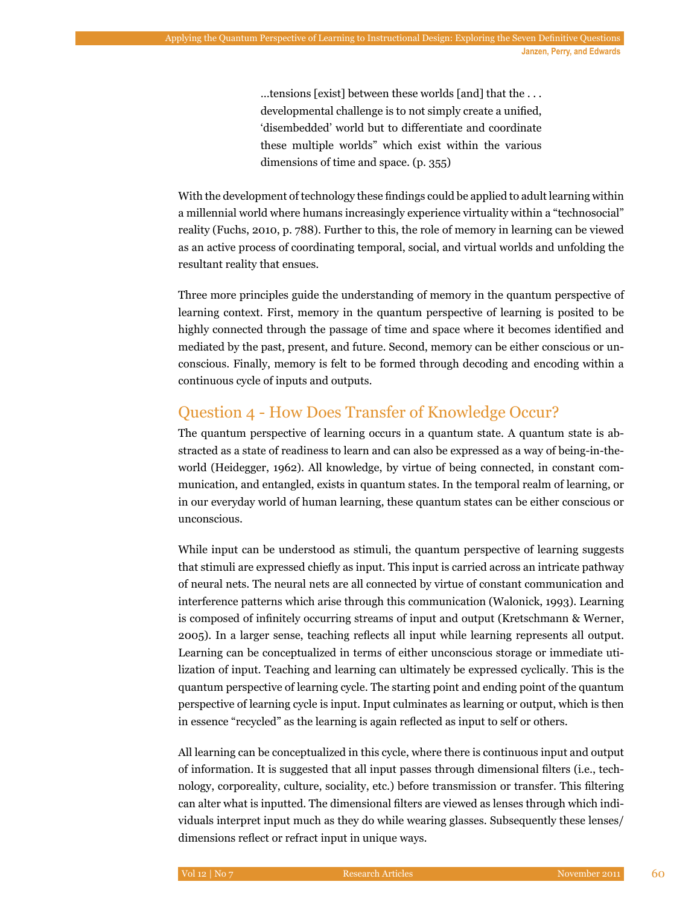> ...tensions [exist] between these worlds [and] that the . . . developmental challenge is to not simply create a unified, 'disembedded' world but to differentiate and coordinate these multiple worlds" which exist within the various dimensions of time and space. (p. 355)

With the development of technology these findings could be applied to adult learning within a millennial world where humans increasingly experience virtuality within a "technosocial" reality (Fuchs, 2010, p. 788). Further to this, the role of memory in learning can be viewed as an active process of coordinating temporal, social, and virtual worlds and unfolding the resultant reality that ensues.

Three more principles guide the understanding of memory in the quantum perspective of learning context. First, memory in the quantum perspective of learning is posited to be highly connected through the passage of time and space where it becomes identified and mediated by the past, present, and future. Second, memory can be either conscious or unconscious. Finally, memory is felt to be formed through decoding and encoding within a continuous cycle of inputs and outputs.

## Question 4 - How Does Transfer of Knowledge Occur?

The quantum perspective of learning occurs in a quantum state. A quantum state is abstracted as a state of readiness to learn and can also be expressed as a way of being-in-the-world (Heidegger, 1962). All knowledge, by virtue of being connected, in constant communication, and entangled, exists in quantum states. In the temporal realm of learning, or in our everyday world of human learning, these quantum states can be either conscious or unconscious.

While input can be understood as stimuli, the quantum perspective of learning suggests that stimuli are expressed chiefly as input. This input is carried across an intricate pathway of neural nets. The neural nets are all connected by virtue of constant communication and interference patterns which arise through this communication (Walonick, 1993). Learning is composed of infinitely occurring streams of input and output (Kretschmann & Werner, 2005). In a larger sense, teaching reflects all input while learning represents all output. Learning can be conceptualized in terms of either unconscious storage or immediate utilization of input. Teaching and learning can ultimately be expressed cyclically. This is the quantum perspective of learning cycle. The starting point and ending point of the quantum perspective of learning cycle is input. Input culminates as learning or output, which is then in essence "recycled" as the learning is again reflected as input to self or others.

All learning can be conceptualized in this cycle, where there is continuous input and output of information. It is suggested that all input passes through dimensional filters (i.e., technology, corporeality, culture, sociality, etc.) before transmission or transfer. This filtering can alter what is inputted. The dimensional filters are viewed as lenses through which individuals interpret input much as they do while wearing glasses. Subsequently these lenses/ dimensions reflect or refract input in unique ways.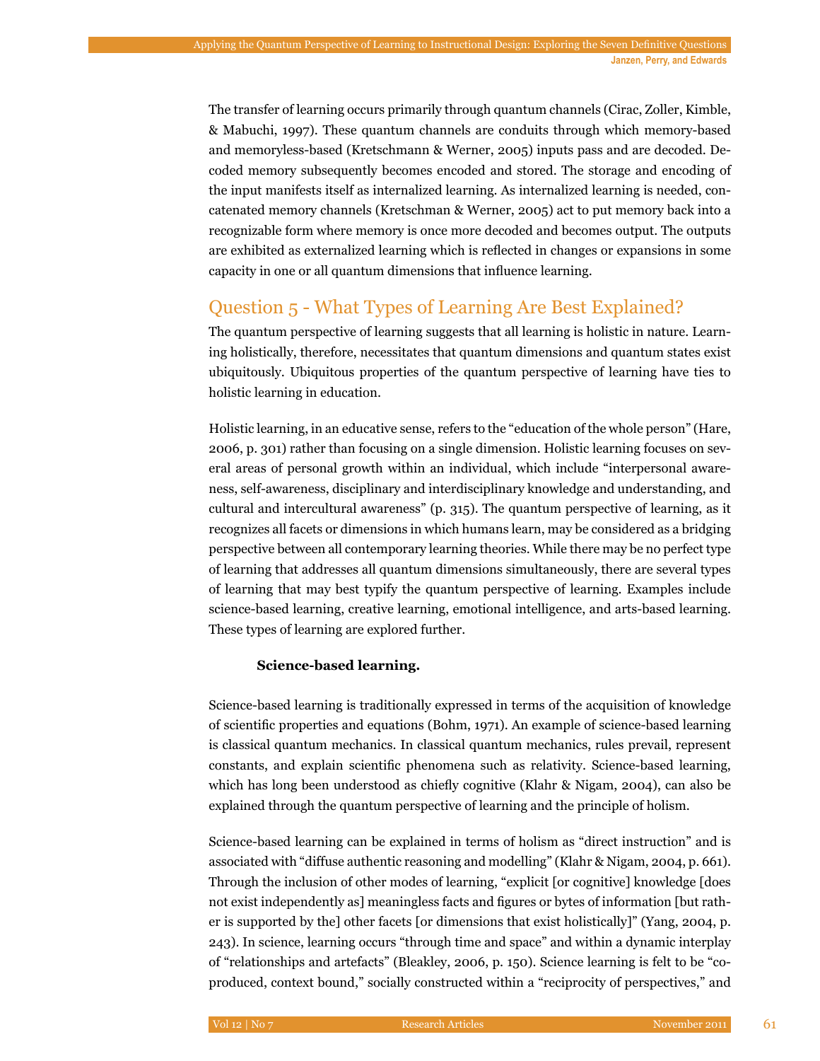The transfer of learning occurs primarily through quantum channels (Cirac, Zoller, Kimble, & Mabuchi, 1997). These quantum channels are conduits through which memory-based and memoryless-based (Kretschmann & Werner, 2005) inputs pass and are decoded. Decoded memory subsequently becomes encoded and stored. The storage and encoding of the input manifests itself as internalized learning. As internalized learning is needed, concatenated memory channels (Kretschman & Werner, 2005) act to put memory back into a recognizable form where memory is once more decoded and becomes output. The outputs are exhibited as externalized learning which is reflected in changes or expansions in some capacity in one or all quantum dimensions that influence learning.

## Question 5 - What Types of Learning Are Best Explained?

The quantum perspective of learning suggests that all learning is holistic in nature. Learning holistically, therefore, necessitates that quantum dimensions and quantum states exist ubiquitously. Ubiquitous properties of the quantum perspective of learning have ties to holistic learning in education.

Holistic learning, in an educative sense, refers to the "education of the whole person" (Hare, 2006, p. 301) rather than focusing on a single dimension. Holistic learning focuses on several areas of personal growth within an individual, which include "interpersonal awareness, self-awareness, disciplinary and interdisciplinary knowledge and understanding, and cultural and intercultural awareness" (p. 315). The quantum perspective of learning, as it recognizes all facets or dimensions in which humans learn, may be considered as a bridging perspective between all contemporary learning theories. While there may be no perfect type of learning that addresses all quantum dimensions simultaneously, there are several types of learning that may best typify the quantum perspective of learning. Examples include science-based learning, creative learning, emotional intelligence, and arts-based learning. These types of learning are explored further.

### Science-based learning.

Science-based learning is traditionally expressed in terms of the acquisition of knowledge of scientific properties and equations (Bohm, 1971). An example of science-based learning is classical quantum mechanics. In classical quantum mechanics, rules prevail, represent constants, and explain scientific phenomena such as relativity. Science-based learning, which has long been understood as chiefly cognitive (Klahr & Nigam, 2004), can also be explained through the quantum perspective of learning and the principle of holism.

Science-based learning can be explained in terms of holism as "direct instruction" and is associated with "diffuse authentic reasoning and modelling" (Klahr & Nigam, 2004, p. 661). Through the inclusion of other modes of learning, "explicit [or cognitive] knowledge [does not exist independently as] meaningless facts and figures or bytes of information [but rather is supported by the] other facets [or dimensions that exist holistically]" (Yang, 2004, p. 243). In science, learning occurs "through time and space" and within a dynamic interplay of "relationships and artefacts" (Bleakley, 2006, p. 150). Science learning is felt to be "co-produced, context bound," socially constructed within a "reciprocity of perspectives," and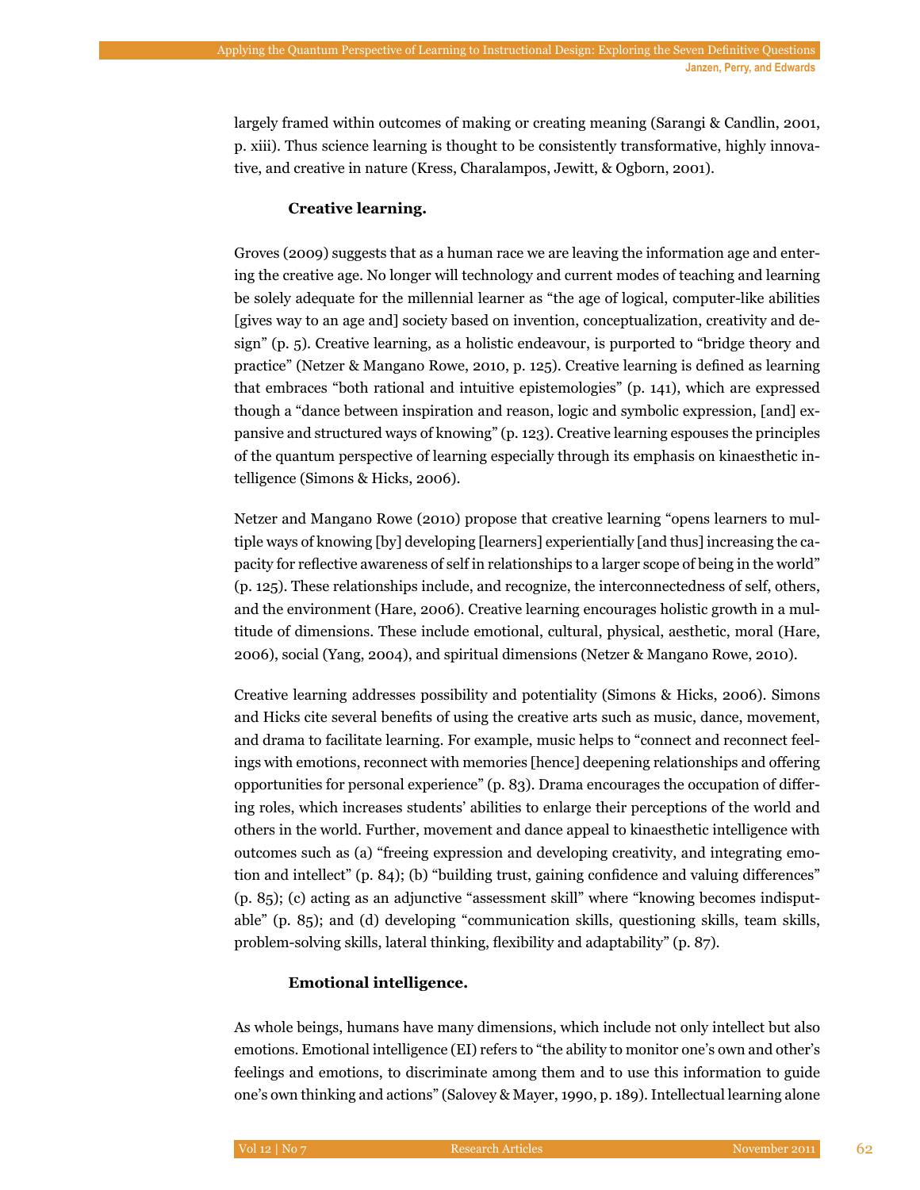largely framed within outcomes of making or creating meaning (Sarangi & Candlin, 2001, p. xiii). Thus science learning is thought to be consistently transformative, highly innovative, and creative in nature (Kress, Charalampos, Jewitt, & Ogborn, 2001).

#### Creative learning.

Groves (2009) suggests that as a human race we are leaving the information age and entering the creative age. No longer will technology and current modes of teaching and learning be solely adequate for the millennial learner as "the age of logical, computer-like abilities [gives way to an age and] society based on invention, conceptualization, creativity and design" (p. 5). Creative learning, as a holistic endeavour, is purported to "bridge theory and practice" (Netzer & Mangano Rowe, 2010, p. 125). Creative learning is defined as learning that embraces "both rational and intuitive epistemologies" (p. 141), which are expressed though a "dance between inspiration and reason, logic and symbolic expression, [and] expansive and structured ways of knowing" (p. 123). Creative learning espouses the principles of the quantum perspective of learning especially through its emphasis on kinaesthetic intelligence (Simons & Hicks, 2006).

Netzer and Mangano Rowe (2010) propose that creative learning "opens learners to multiple ways of knowing [by] developing [learners] experientially [and thus] increasing the capacity for reflective awareness of self in relationships to a larger scope of being in the world" (p. 125). These relationships include, and recognize, the interconnectedness of self, others, and the environment (Hare, 2006). Creative learning encourages holistic growth in a multitude of dimensions. These include emotional, cultural, physical, aesthetic, moral (Hare, 2006), social (Yang, 2004), and spiritual dimensions (Netzer & Mangano Rowe, 2010).

Creative learning addresses possibility and potentiality (Simons & Hicks, 2006). Simons and Hicks cite several benefits of using the creative arts such as music, dance, movement, and drama to facilitate learning. For example, music helps to "connect and reconnect feelings with emotions, reconnect with memories [hence] deepening relationships and offering opportunities for personal experience" (p. 83). Drama encourages the occupation of differing roles, which increases students' abilities to enlarge their perceptions of the world and others in the world. Further, movement and dance appeal to kinaesthetic intelligence with outcomes such as (a) "freeing expression and developing creativity, and integrating emotion and intellect" (p. 84); (b) "building trust, gaining confidence and valuing differences" (p. 85); (c) acting as an adjunctive "assessment skill" where "knowing becomes indisputable" (p. 85); and (d) developing "communication skills, questioning skills, team skills, problem-solving skills, lateral thinking, flexibility and adaptability" (p. 87).

#### Emotional intelligence.

As whole beings, humans have many dimensions, which include not only intellect but also emotions. Emotional intelligence (EI) refers to "the ability to monitor one's own and other's feelings and emotions, to discriminate among them and to use this information to guide one's own thinking and actions" (Salovey & Mayer, 1990, p. 189). Intellectual learning alone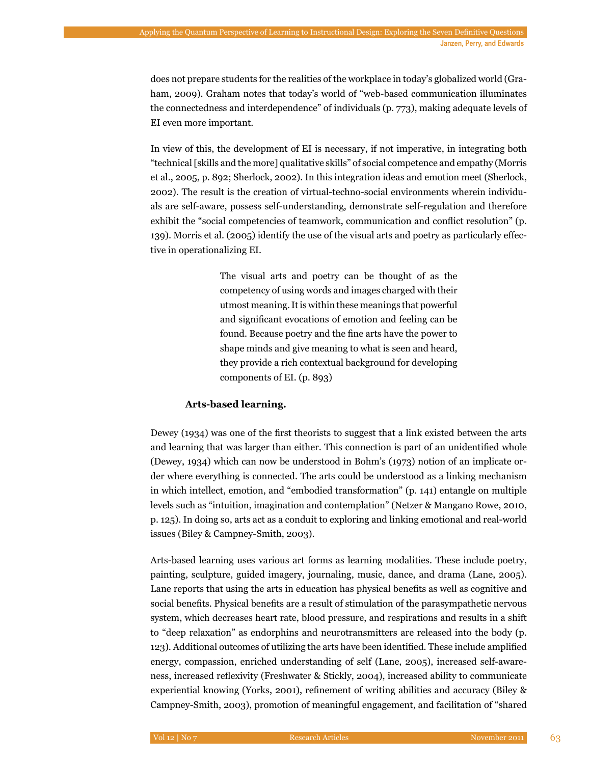does not prepare students for the realities of the workplace in today's globalized world (Graham, 2009). Graham notes that today's world of "web-based communication illuminates the connectedness and interdependence" of individuals (p. 773), making adequate levels of EI even more important.

In view of this, the development of EI is necessary, if not imperative, in integrating both "technical [skills and the more] qualitative skills" of social competence and empathy (Morris et al., 2005, p. 892; Sherlock, 2002). In this integration ideas and emotion meet (Sherlock, 2002). The result is the creation of virtual-techno-social environments wherein individuals are self-aware, possess self-understanding, demonstrate self-regulation and therefore exhibit the "social competencies of teamwork, communication and conflict resolution" (p. 139). Morris et al. (2005) identify the use of the visual arts and poetry as particularly effective in operationalizing EI.

> The visual arts and poetry can be thought of as the competency of using words and images charged with their utmost meaning. It is within these meanings that powerful and significant evocations of emotion and feeling can be found. Because poetry and the fine arts have the power to shape minds and give meaning to what is seen and heard, they provide a rich contextual background for developing components of EI. (p. 893)

**Arts-based learning.**

Dewey (1934) was one of the first theorists to suggest that a link existed between the arts and learning that was larger than either. This connection is part of an unidentified whole (Dewey, 1934) which can now be understood in Bohm's (1973) notion of an implicate order where everything is connected. The arts could be understood as a linking mechanism in which intellect, emotion, and "embodied transformation" (p. 141) entangle on multiple levels such as "intuition, imagination and contemplation" (Netzer & Mangano Rowe, 2010, p. 125). In doing so, arts act as a conduit to exploring and linking emotional and real-world issues (Biley & Campney-Smith, 2003).

Arts-based learning uses various art forms as learning modalities. These include poetry, painting, sculpture, guided imagery, journaling, music, dance, and drama (Lane, 2005). Lane reports that using the arts in education has physical benefits as well as cognitive and social benefits. Physical benefits are a result of stimulation of the parasympathetic nervous system, which decreases heart rate, blood pressure, and respirations and results in a shift to "deep relaxation" as endorphins and neurotransmitters are released into the body (p. 123). Additional outcomes of utilizing the arts have been identified. These include amplified energy, compassion, enriched understanding of self (Lane, 2005), increased self-awareness, increased reflexivity (Freshwater & Stickly, 2004), increased ability to communicate experiential knowing (Yorks, 2001), refinement of writing abilities and accuracy (Biley & Campney-Smith, 2003), promotion of meaningful engagement, and facilitation of "shared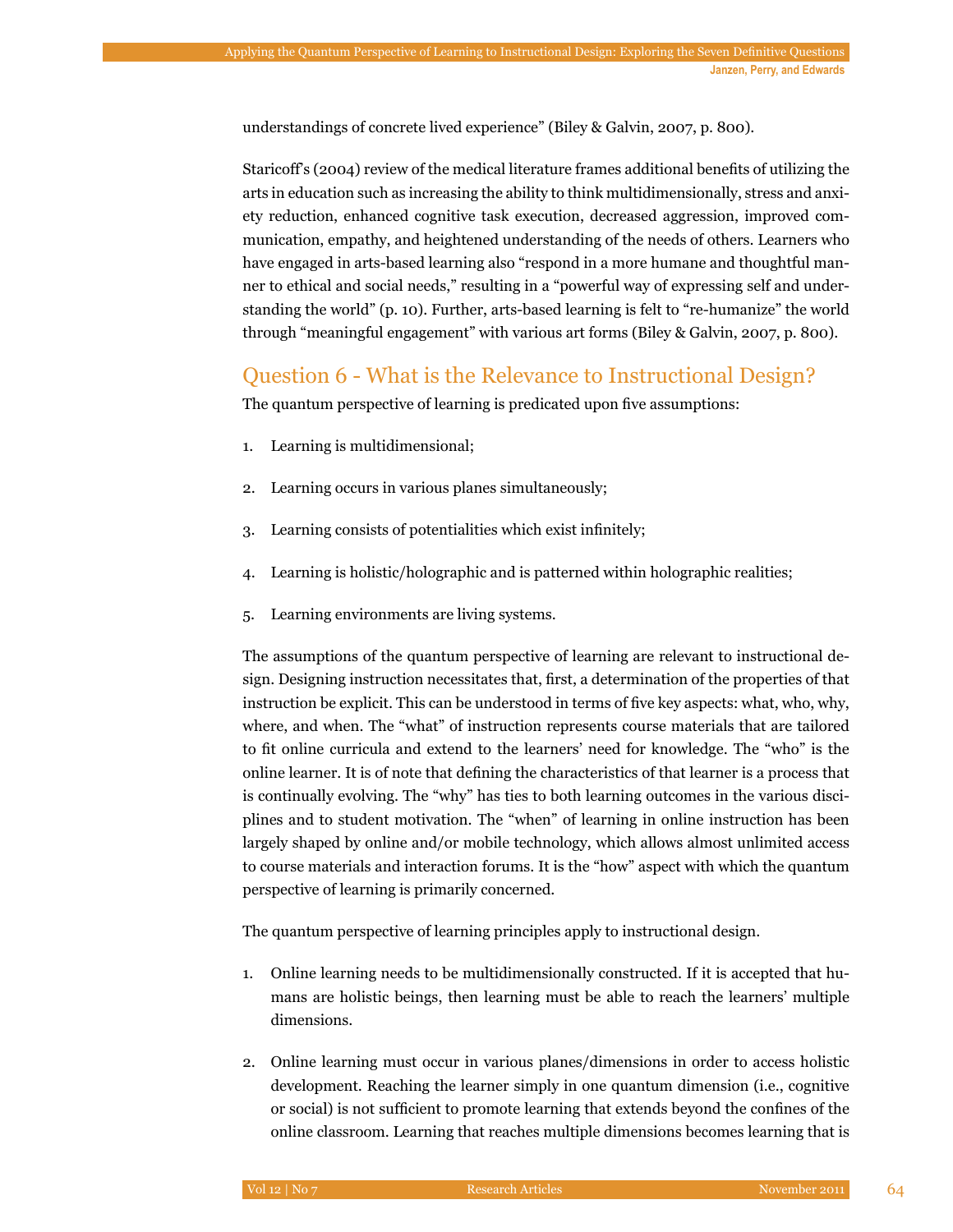understandings of concrete lived experience" (Biley & Galvin, 2007, p. 800).

Staricoff's (2004) review of the medical literature frames additional benefits of utilizing the arts in education such as increasing the ability to think multidimensionally, stress and anxiety reduction, enhanced cognitive task execution, decreased aggression, improved communication, empathy, and heightened understanding of the needs of others. Learners who have engaged in arts-based learning also "respond in a more humane and thoughtful manner to ethical and social needs," resulting in a "powerful way of expressing self and understanding the world" (p. 10). Further, arts-based learning is felt to "re-humanize" the world through "meaningful engagement" with various art forms (Biley & Galvin, 2007, p. 800).

## Question 6 - What is the Relevance to Instructional Design?

The quantum perspective of learning is predicated upon five assumptions:

1. Learning is multidimensional;
2. Learning occurs in various planes simultaneously;
3. Learning consists of potentialities which exist infinitely;
4. Learning is holistic/holographic and is patterned within holographic realities;
5. Learning environments are living systems.

The assumptions of the quantum perspective of learning are relevant to instructional design. Designing instruction necessitates that, first, a determination of the properties of that instruction be explicit. This can be understood in terms of five key aspects: what, who, why, where, and when. The "what" of instruction represents course materials that are tailored to fit online curricula and extend to the learners' need for knowledge. The "who" is the online learner. It is of note that defining the characteristics of that learner is a process that is continually evolving. The "why" has ties to both learning outcomes in the various disciplines and to student motivation. The "when" of learning in online instruction has been largely shaped by online and/or mobile technology, which allows almost unlimited access to course materials and interaction forums. It is the "how" aspect with which the quantum perspective of learning is primarily concerned.

The quantum perspective of learning principles apply to instructional design.

1. Online learning needs to be multidimensionally constructed. If it is accepted that humans are holistic beings, then learning must be able to reach the learners' multiple dimensions.
2. Online learning must occur in various planes/dimensions in order to access holistic development. Reaching the learner simply in one quantum dimension (i.e., cognitive or social) is not sufficient to promote learning that extends beyond the confines of the online classroom. Learning that reaches multiple dimensions becomes learning that is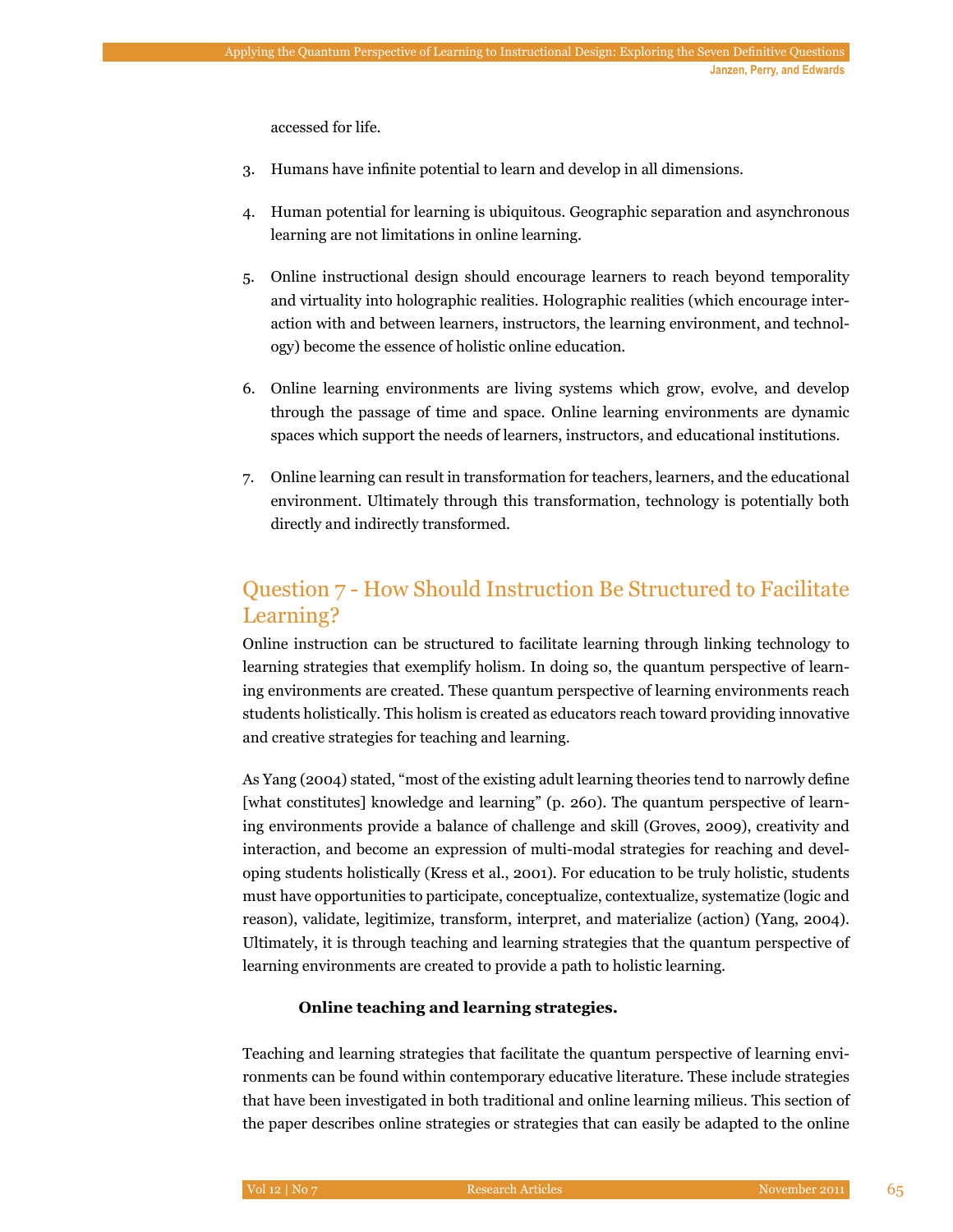accessed for life.

3. Humans have infinite potential to learn and develop in all dimensions.

4. Human potential for learning is ubiquitous. Geographic separation and asynchronous learning are not limitations in online learning.

5. Online instructional design should encourage learners to reach beyond temporality and virtuality into holographic realities. Holographic realities (which encourage interaction with and between learners, instructors, the learning environment, and technology) become the essence of holistic online education.

6. Online learning environments are living systems which grow, evolve, and develop through the passage of time and space. Online learning environments are dynamic spaces which support the needs of learners, instructors, and educational institutions.

7. Online learning can result in transformation for teachers, learners, and the educational environment. Ultimately through this transformation, technology is potentially both directly and indirectly transformed.

## Question 7 - How Should Instruction Be Structured to Facilitate Learning?

Online instruction can be structured to facilitate learning through linking technology to learning strategies that exemplify holism. In doing so, the quantum perspective of learning environments are created. These quantum perspective of learning environments reach students holistically. This holism is created as educators reach toward providing innovative and creative strategies for teaching and learning.

As Yang (2004) stated, "most of the existing adult learning theories tend to narrowly define [what constitutes] knowledge and learning" (p. 260). The quantum perspective of learning environments provide a balance of challenge and skill (Groves, 2009), creativity and interaction, and become an expression of multi-modal strategies for reaching and developing students holistically (Kress et al., 2001). For education to be truly holistic, students must have opportunities to participate, conceptualize, contextualize, systematize (logic and reason), validate, legitimize, transform, interpret, and materialize (action) (Yang, 2004). Ultimately, it is through teaching and learning strategies that the quantum perspective of learning environments are created to provide a path to holistic learning.

### Online teaching and learning strategies.

Teaching and learning strategies that facilitate the quantum perspective of learning environments can be found within contemporary educative literature. These include strategies that have been investigated in both traditional and online learning milieus. This section of the paper describes online strategies or strategies that can easily be adapted to the online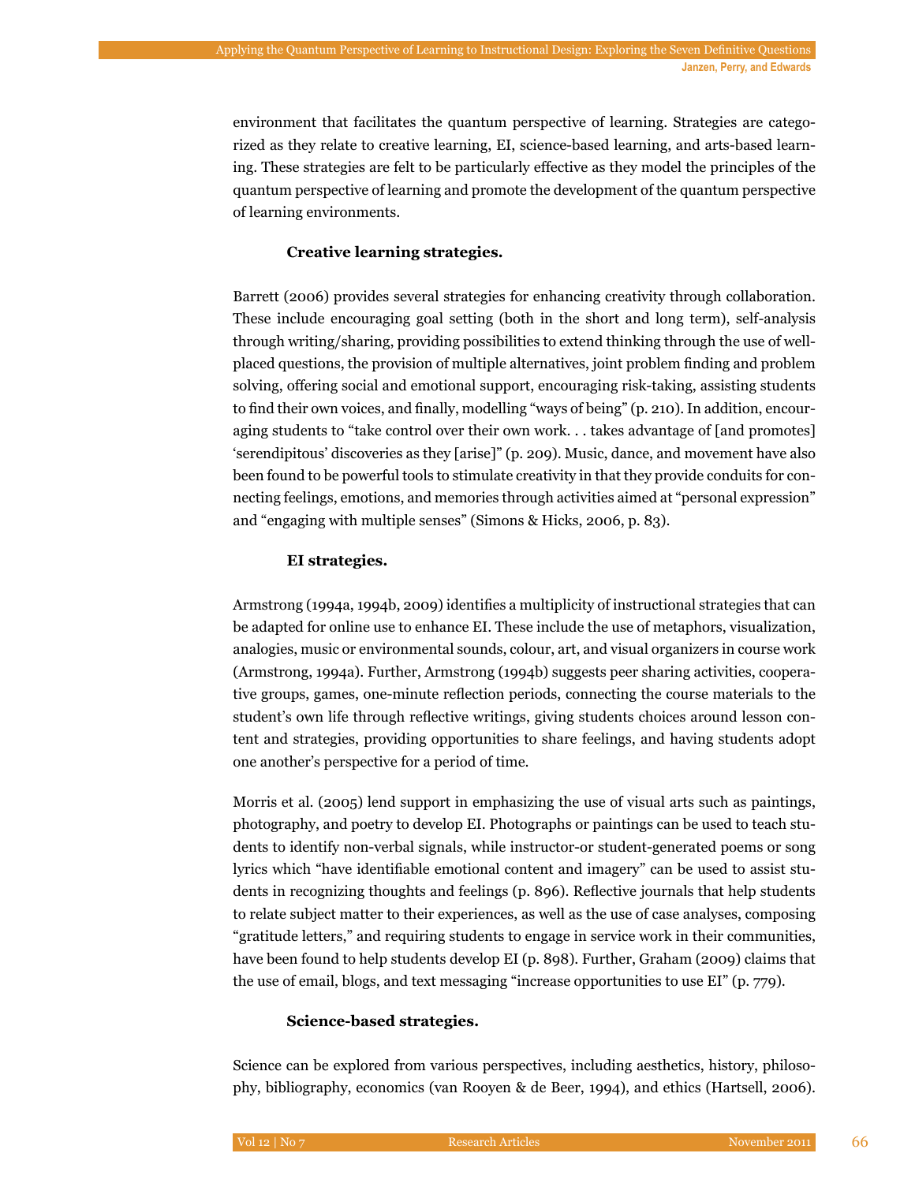environment that facilitates the quantum perspective of learning. Strategies are categorized as they relate to creative learning, EI, science-based learning, and arts-based learning. These strategies are felt to be particularly effective as they model the principles of the quantum perspective of learning and promote the development of the quantum perspective of learning environments.

#### Creative learning strategies.

Barrett (2006) provides several strategies for enhancing creativity through collaboration. These include encouraging goal setting (both in the short and long term), self-analysis through writing/sharing, providing possibilities to extend thinking through the use of well-placed questions, the provision of multiple alternatives, joint problem finding and problem solving, offering social and emotional support, encouraging risk-taking, assisting students to find their own voices, and finally, modelling "ways of being" (p. 210). In addition, encouraging students to "take control over their own work. . . takes advantage of [and promotes] 'serendipitous' discoveries as they [arise]" (p. 209). Music, dance, and movement have also been found to be powerful tools to stimulate creativity in that they provide conduits for connecting feelings, emotions, and memories through activities aimed at "personal expression" and "engaging with multiple senses" (Simons & Hicks, 2006, p. 83).

#### EI strategies.

Armstrong (1994a, 1994b, 2009) identifies a multiplicity of instructional strategies that can be adapted for online use to enhance EI. These include the use of metaphors, visualization, analogies, music or environmental sounds, colour, art, and visual organizers in course work (Armstrong, 1994a). Further, Armstrong (1994b) suggests peer sharing activities, cooperative groups, games, one-minute reflection periods, connecting the course materials to the student's own life through reflective writings, giving students choices around lesson content and strategies, providing opportunities to share feelings, and having students adopt one another's perspective for a period of time.

Morris et al. (2005) lend support in emphasizing the use of visual arts such as paintings, photography, and poetry to develop EI. Photographs or paintings can be used to teach students to identify non-verbal signals, while instructor-or student-generated poems or song lyrics which "have identifiable emotional content and imagery" can be used to assist students in recognizing thoughts and feelings (p. 896). Reflective journals that help students to relate subject matter to their experiences, as well as the use of case analyses, composing "gratitude letters," and requiring students to engage in service work in their communities, have been found to help students develop EI (p. 898). Further, Graham (2009) claims that the use of email, blogs, and text messaging "increase opportunities to use EI" (p. 779).

#### Science-based strategies.

Science can be explored from various perspectives, including aesthetics, history, philosophy, bibliography, economics (van Rooyen & de Beer, 1994), and ethics (Hartsell, 2006).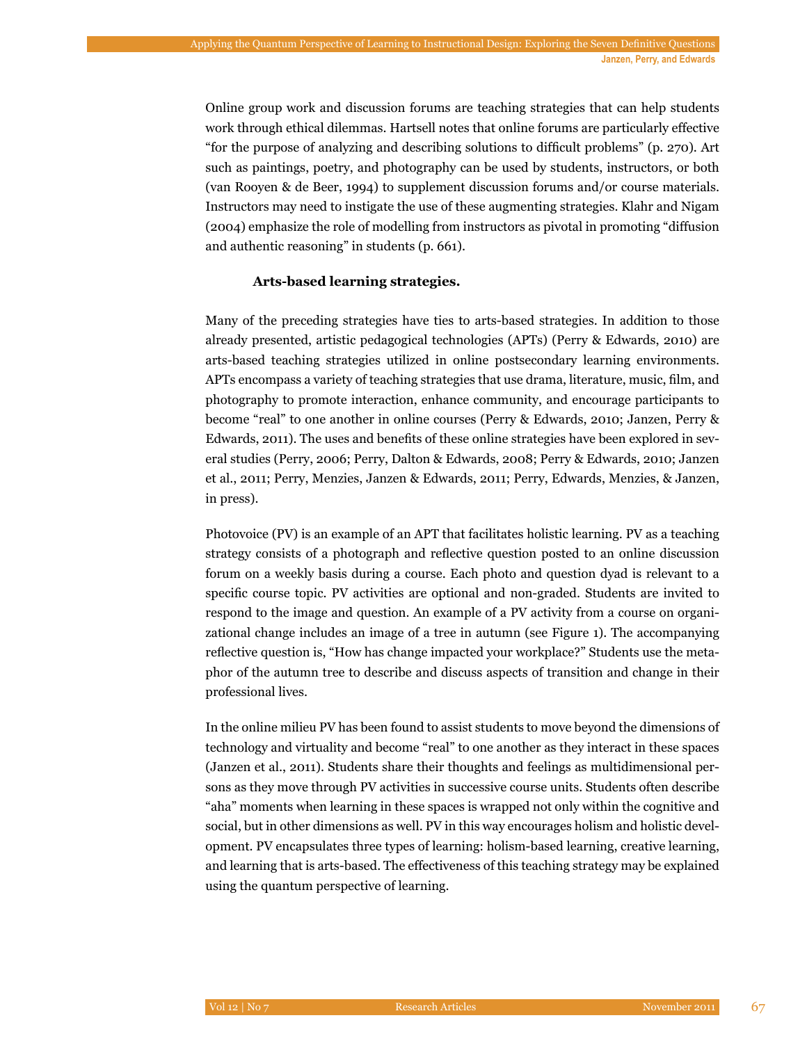Online group work and discussion forums are teaching strategies that can help students work through ethical dilemmas. Hartsell notes that online forums are particularly effective "for the purpose of analyzing and describing solutions to difficult problems" (p. 270). Art such as paintings, poetry, and photography can be used by students, instructors, or both (van Rooyen & de Beer, 1994) to supplement discussion forums and/or course materials. Instructors may need to instigate the use of these augmenting strategies. Klahr and Nigam (2004) emphasize the role of modelling from instructors as pivotal in promoting "diffusion and authentic reasoning" in students (p. 661).

#### Arts-based learning strategies.

Many of the preceding strategies have ties to arts-based strategies. In addition to those already presented, artistic pedagogical technologies (APTs) (Perry & Edwards, 2010) are arts-based teaching strategies utilized in online postsecondary learning environments. APTs encompass a variety of teaching strategies that use drama, literature, music, film, and photography to promote interaction, enhance community, and encourage participants to become "real" to one another in online courses (Perry & Edwards, 2010; Janzen, Perry & Edwards, 2011). The uses and benefits of these online strategies have been explored in several studies (Perry, 2006; Perry, Dalton & Edwards, 2008; Perry & Edwards, 2010; Janzen et al., 2011; Perry, Menzies, Janzen & Edwards, 2011; Perry, Edwards, Menzies, & Janzen, in press).

Photovoice (PV) is an example of an APT that facilitates holistic learning. PV as a teaching strategy consists of a photograph and reflective question posted to an online discussion forum on a weekly basis during a course. Each photo and question dyad is relevant to a specific course topic. PV activities are optional and non-graded. Students are invited to respond to the image and question. An example of a PV activity from a course on organizational change includes an image of a tree in autumn (see Figure 1). The accompanying reflective question is, "How has change impacted your workplace?" Students use the metaphor of the autumn tree to describe and discuss aspects of transition and change in their professional lives.

In the online milieu PV has been found to assist students to move beyond the dimensions of technology and virtuality and become "real" to one another as they interact in these spaces (Janzen et al., 2011). Students share their thoughts and feelings as multidimensional persons as they move through PV activities in successive course units. Students often describe "aha" moments when learning in these spaces is wrapped not only within the cognitive and social, but in other dimensions as well. PV in this way encourages holism and holistic development. PV encapsulates three types of learning: holism-based learning, creative learning, and learning that is arts-based. The effectiveness of this teaching strategy may be explained using the quantum perspective of learning.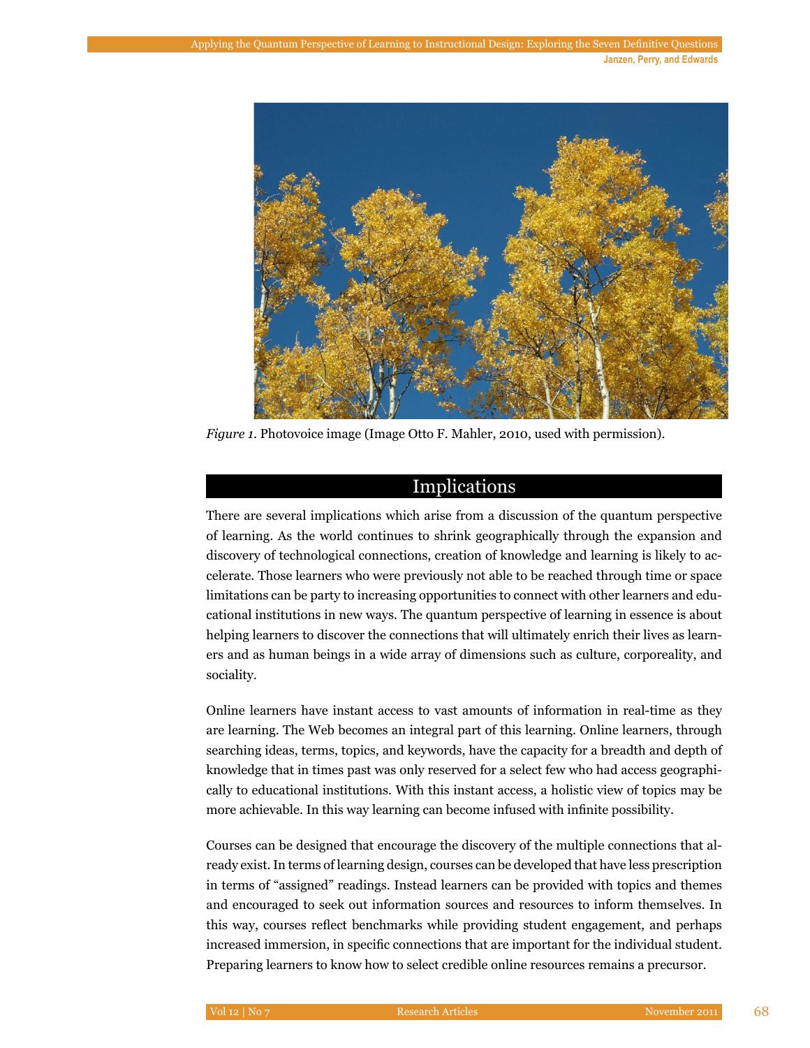*Figure 1.* Photovoice image (Image Otto F. Mahler, 2010, used with permission).

## Implications

There are several implications which arise from a discussion of the quantum perspective of learning. As the world continues to shrink geographically through the expansion and discovery of technological connections, creation of knowledge and learning is likely to accelerate. Those learners who were previously not able to be reached through time or space limitations can be party to increasing opportunities to connect with other learners and educational institutions in new ways. The quantum perspective of learning in essence is about helping learners to discover the connections that will ultimately enrich their lives as learners and as human beings in a wide array of dimensions such as culture, corporeality, and sociality.

Online learners have instant access to vast amounts of information in real-time as they are learning. The Web becomes an integral part of this learning. Online learners, through searching ideas, terms, topics, and keywords, have the capacity for a breadth and depth of knowledge that in times past was only reserved for a select few who had access geographically to educational institutions. With this instant access, a holistic view of topics may be more achievable. In this way learning can become infused with infinite possibility.

Courses can be designed that encourage the discovery of the multiple connections that already exist. In terms of learning design, courses can be developed that have less prescription in terms of "assigned" readings. Instead learners can be provided with topics and themes and encouraged to seek out information sources and resources to inform themselves. In this way, courses reflect benchmarks while providing student engagement, and perhaps increased immersion, in specific connections that are important for the individual student. Preparing learners to know how to select credible online resources remains a precursor.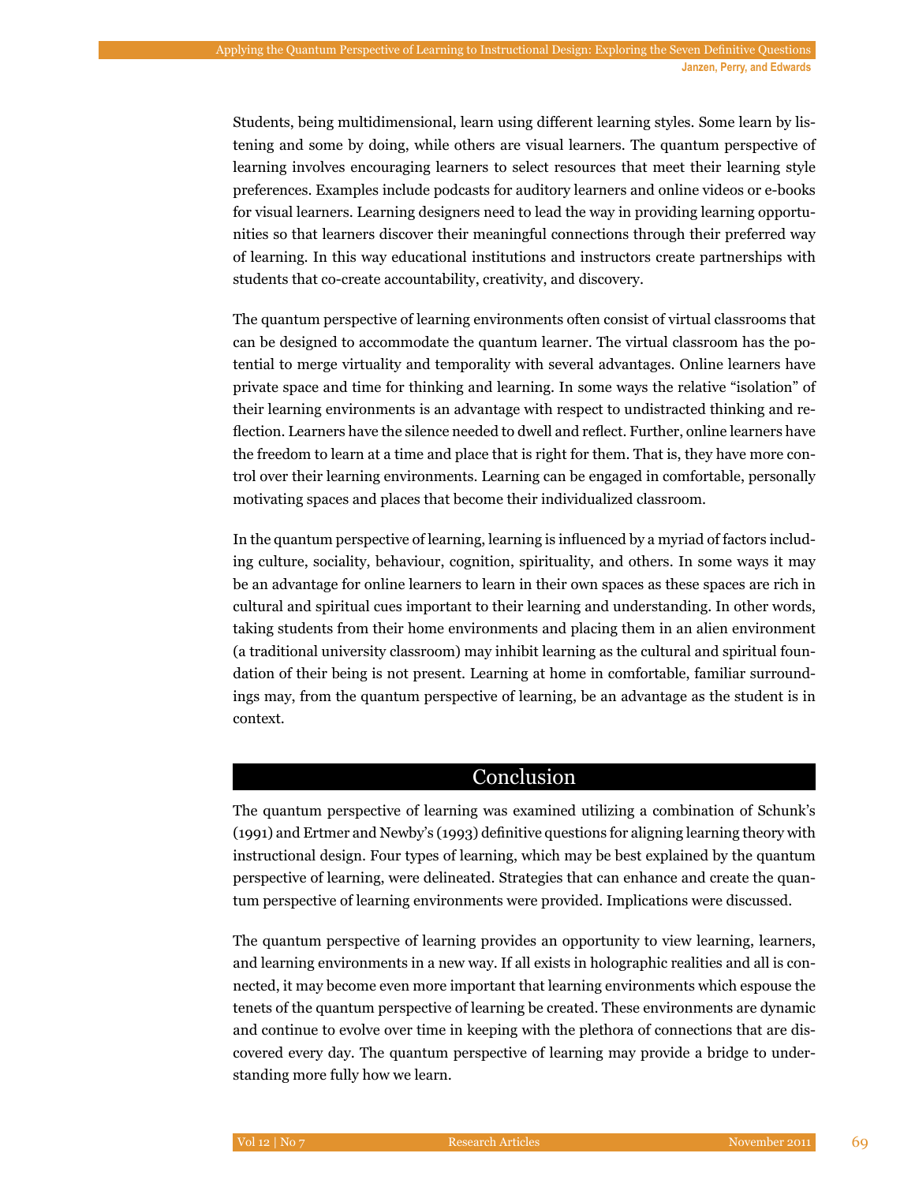Students, being multidimensional, learn using different learning styles. Some learn by listening and some by doing, while others are visual learners. The quantum perspective of learning involves encouraging learners to select resources that meet their learning style preferences. Examples include podcasts for auditory learners and online videos or e-books for visual learners. Learning designers need to lead the way in providing learning opportunities so that learners discover their meaningful connections through their preferred way of learning. In this way educational institutions and instructors create partnerships with students that co-create accountability, creativity, and discovery.

The quantum perspective of learning environments often consist of virtual classrooms that can be designed to accommodate the quantum learner. The virtual classroom has the potential to merge virtuality and temporality with several advantages. Online learners have private space and time for thinking and learning. In some ways the relative "isolation" of their learning environments is an advantage with respect to undistracted thinking and reflection. Learners have the silence needed to dwell and reflect. Further, online learners have the freedom to learn at a time and place that is right for them. That is, they have more control over their learning environments. Learning can be engaged in comfortable, personally motivating spaces and places that become their individualized classroom.

In the quantum perspective of learning, learning is influenced by a myriad of factors including culture, sociality, behaviour, cognition, spirituality, and others. In some ways it may be an advantage for online learners to learn in their own spaces as these spaces are rich in cultural and spiritual cues important to their learning and understanding. In other words, taking students from their home environments and placing them in an alien environment (a traditional university classroom) may inhibit learning as the cultural and spiritual foundation of their being is not present. Learning at home in comfortable, familiar surroundings may, from the quantum perspective of learning, be an advantage as the student is in context.

## Conclusion

The quantum perspective of learning was examined utilizing a combination of Schunk's (1991) and Ertmer and Newby's (1993) definitive questions for aligning learning theory with instructional design. Four types of learning, which may be best explained by the quantum perspective of learning, were delineated. Strategies that can enhance and create the quantum perspective of learning environments were provided. Implications were discussed.

The quantum perspective of learning provides an opportunity to view learning, learners, and learning environments in a new way. If all exists in holographic realities and all is connected, it may become even more important that learning environments which espouse the tenets of the quantum perspective of learning be created. These environments are dynamic and continue to evolve over time in keeping with the plethora of connections that are discovered every day. The quantum perspective of learning may provide a bridge to understanding more fully how we learn.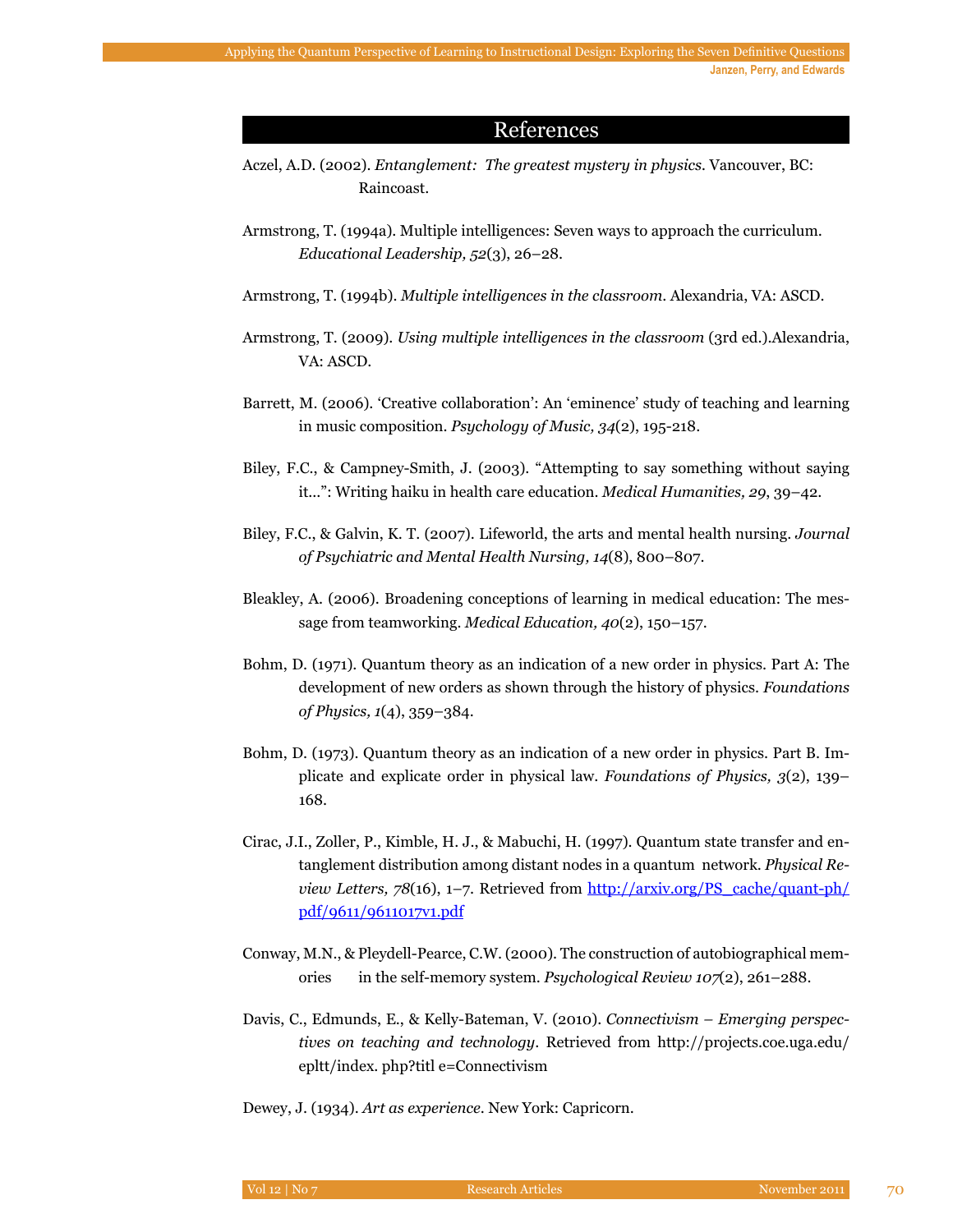## References

Aczel, A.D. (2002). *Entanglement: The greatest mystery in physics*. Vancouver, BC: Raincoast.

Armstrong, T. (1994a). Multiple intelligences: Seven ways to approach the curriculum. *Educational Leadership, 52*(3), 26–28.

Armstrong, T. (1994b). *Multiple intelligences in the classroom*. Alexandria, VA: ASCD.

Armstrong, T. (2009). *Using multiple intelligences in the classroom* (3rd ed.).Alexandria, VA: ASCD.

Barrett, M. (2006). 'Creative collaboration': An 'eminence' study of teaching and learning in music composition. *Psychology of Music, 34*(2), 195-218.

Biley, F.C., & Campney-Smith, J. (2003). "Attempting to say something without saying it…": Writing haiku in health care education. *Medical Humanities, 29*, 39–42.

Biley, F.C., & Galvin, K. T. (2007). Lifeworld, the arts and mental health nursing. *Journal of Psychiatric and Mental Health Nursing, 14*(8), 800–807.

Bleakley, A. (2006). Broadening conceptions of learning in medical education: The message from teamworking. *Medical Education, 40*(2), 150–157.

Bohm, D. (1971). Quantum theory as an indication of a new order in physics. Part A: The development of new orders as shown through the history of physics. *Foundations of Physics, 1*(4), 359–384.

Bohm, D. (1973). Quantum theory as an indication of a new order in physics. Part B. Implicate and explicate order in physical law. *Foundations of Physics, 3*(2), 139–168.

Cirac, J.I., Zoller, P., Kimble, H. J., & Mabuchi, H. (1997). Quantum state transfer and entanglement distribution among distant nodes in a quantum network. *Physical Review Letters, 78*(16), 1–7. Retrieved from http://arxiv.org/PS_cache/quant-ph/pdf/9611/9611017v1.pdf

Conway, M.N., & Pleydell-Pearce, C.W. (2000). The construction of autobiographical memories in the self-memory system. *Psychological Review 107*(2), 261–288.

Davis, C., Edmunds, E., & Kelly-Bateman, V. (2010). *Connectivism – Emerging perspectives on teaching and technology*. Retrieved from http://projects.coe.uga.edu/epltt/index. php?titl e=Connectivism

Dewey, J. (1934). *Art as experience*. New York: Capricorn.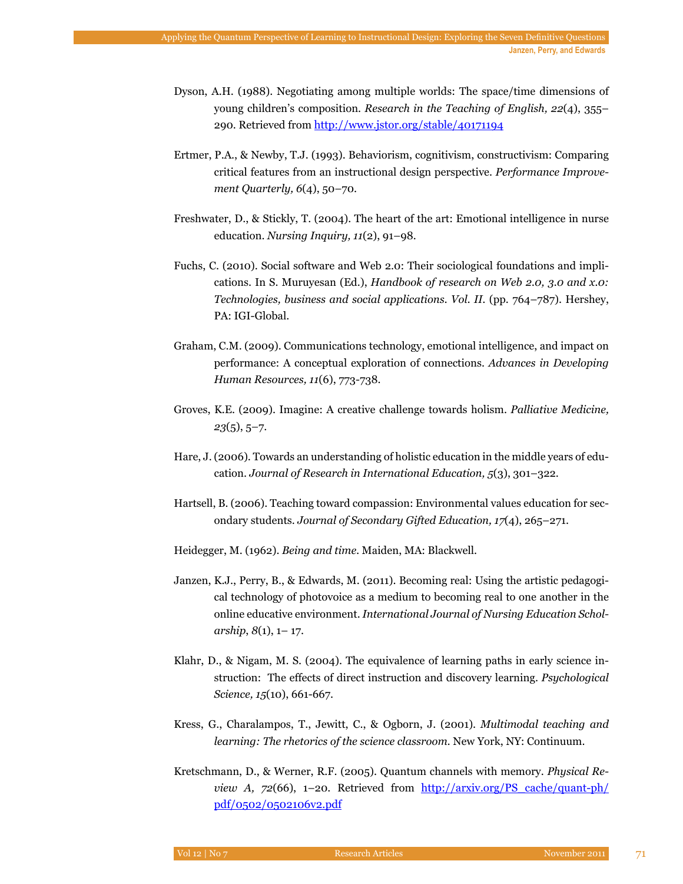Dyson, A.H. (1988). Negotiating among multiple worlds: The space/time dimensions of young children's composition. *Research in the Teaching of English, 22*(4), 355–290. Retrieved from http://www.jstor.org/stable/40171194

Ertmer, P.A., & Newby, T.J. (1993). Behaviorism, cognitivism, constructivism: Comparing critical features from an instructional design perspective. *Performance Improvement Quarterly, 6*(4), 50–70.

Freshwater, D., & Stickly, T. (2004). The heart of the art: Emotional intelligence in nurse education. *Nursing Inquiry, 11*(2), 91–98.

Fuchs, C. (2010). Social software and Web 2.0: Their sociological foundations and implications. In S. Muruyesan (Ed.), *Handbook of research on Web 2.0, 3.0 and x.0: Technologies, business and social applications. Vol. II*. (pp. 764–787). Hershey, PA: IGI-Global.

Graham, C.M. (2009). Communications technology, emotional intelligence, and impact on performance: A conceptual exploration of connections. *Advances in Developing Human Resources, 11*(6), 773-738.

Groves, K.E. (2009). Imagine: A creative challenge towards holism. *Palliative Medicine, 23*(5), 5–7.

Hare, J. (2006). Towards an understanding of holistic education in the middle years of education. *Journal of Research in International Education, 5*(3), 301–322.

Hartsell, B. (2006). Teaching toward compassion: Environmental values education for secondary students. *Journal of Secondary Gifted Education, 17*(4), 265–271.

Heidegger, M. (1962). *Being and time*. Maiden, MA: Blackwell.

Janzen, K.J., Perry, B., & Edwards, M. (2011). Becoming real: Using the artistic pedagogical technology of photovoice as a medium to becoming real to one another in the online educative environment. *International Journal of Nursing Education Scholarship*, *8*(1), 1– 17.

Klahr, D., & Nigam, M. S. (2004). The equivalence of learning paths in early science instruction: The effects of direct instruction and discovery learning. *Psychological Science, 15*(10), 661-667.

Kress, G., Charalampos, T., Jewitt, C., & Ogborn, J. (2001). *Multimodal teaching and learning: The rhetorics of the science classroom*. New York, NY: Continuum.

Kretschmann, D., & Werner, R.F. (2005). Quantum channels with memory. *Physical Review A, 72*(66), 1–20. Retrieved from http://arxiv.org/PS_cache/quant-ph/pdf/0502/0502106v2.pdf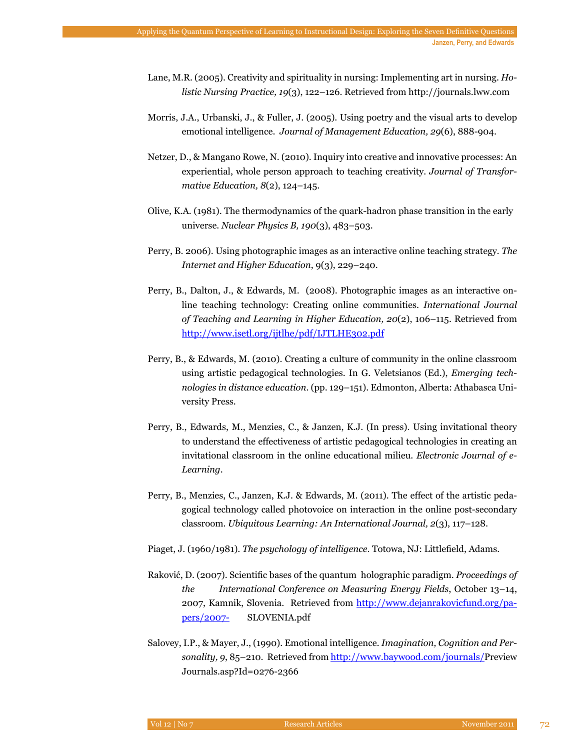Lane, M.R. (2005). Creativity and spirituality in nursing: Implementing art in nursing. *Holistic Nursing Practice, 19*(3), 122–126. Retrieved from http://journals.lww.com

Morris, J.A., Urbanski, J., & Fuller, J. (2005). Using poetry and the visual arts to develop emotional intelligence. *Journal of Management Education, 29*(6), 888-904.

Netzer, D., & Mangano Rowe, N. (2010). Inquiry into creative and innovative processes: An experiential, whole person approach to teaching creativity. *Journal of Transformative Education, 8*(2), 124–145.

Olive, K.A. (1981). The thermodynamics of the quark-hadron phase transition in the early universe. *Nuclear Physics B, 190*(3), 483–503.

Perry, B. 2006). Using photographic images as an interactive online teaching strategy. *The Internet and Higher Education*, 9(3), 229–240.

Perry, B., Dalton, J., & Edwards, M. (2008). Photographic images as an interactive online teaching technology: Creating online communities. *International Journal of Teaching and Learning in Higher Education, 20*(2), 106–115. Retrieved from http://www.isetl.org/ijtlhe/pdf/IJTLHE302.pdf

Perry, B., & Edwards, M. (2010). Creating a culture of community in the online classroom using artistic pedagogical technologies. In G. Veletsianos (Ed.), *Emerging technologies in distance education*. (pp. 129–151). Edmonton, Alberta: Athabasca University Press.

Perry, B., Edwards, M., Menzies, C., & Janzen, K.J. (In press). Using invitational theory to understand the effectiveness of artistic pedagogical technologies in creating an invitational classroom in the online educational milieu. *Electronic Journal of e-Learning*.

Perry, B., Menzies, C., Janzen, K.J. & Edwards, M. (2011). The effect of the artistic pedagogical technology called photovoice on interaction in the online post-secondary classroom. *Ubiquitous Learning: An International Journal, 2*(3), 117–128.

Piaget, J. (1960/1981). *The psychology of intelligence*. Totowa, NJ: Littlefield, Adams.

Raković, D. (2007). Scientific bases of the quantum holographic paradigm. *Proceedings of the International Conference on Measuring Energy Fields*, October 13–14, 2007, Kamnik, Slovenia. Retrieved from http://www.dejanrakovicfund.org/papers/2007- SLOVENIA.pdf

Salovey, I.P., & Mayer, J., (1990). Emotional intelligence. *Imagination, Cognition and Personality, 9*, 85–210. Retrieved from http://www.baywood.com/journals/Preview Journals.asp?Id=0276-2366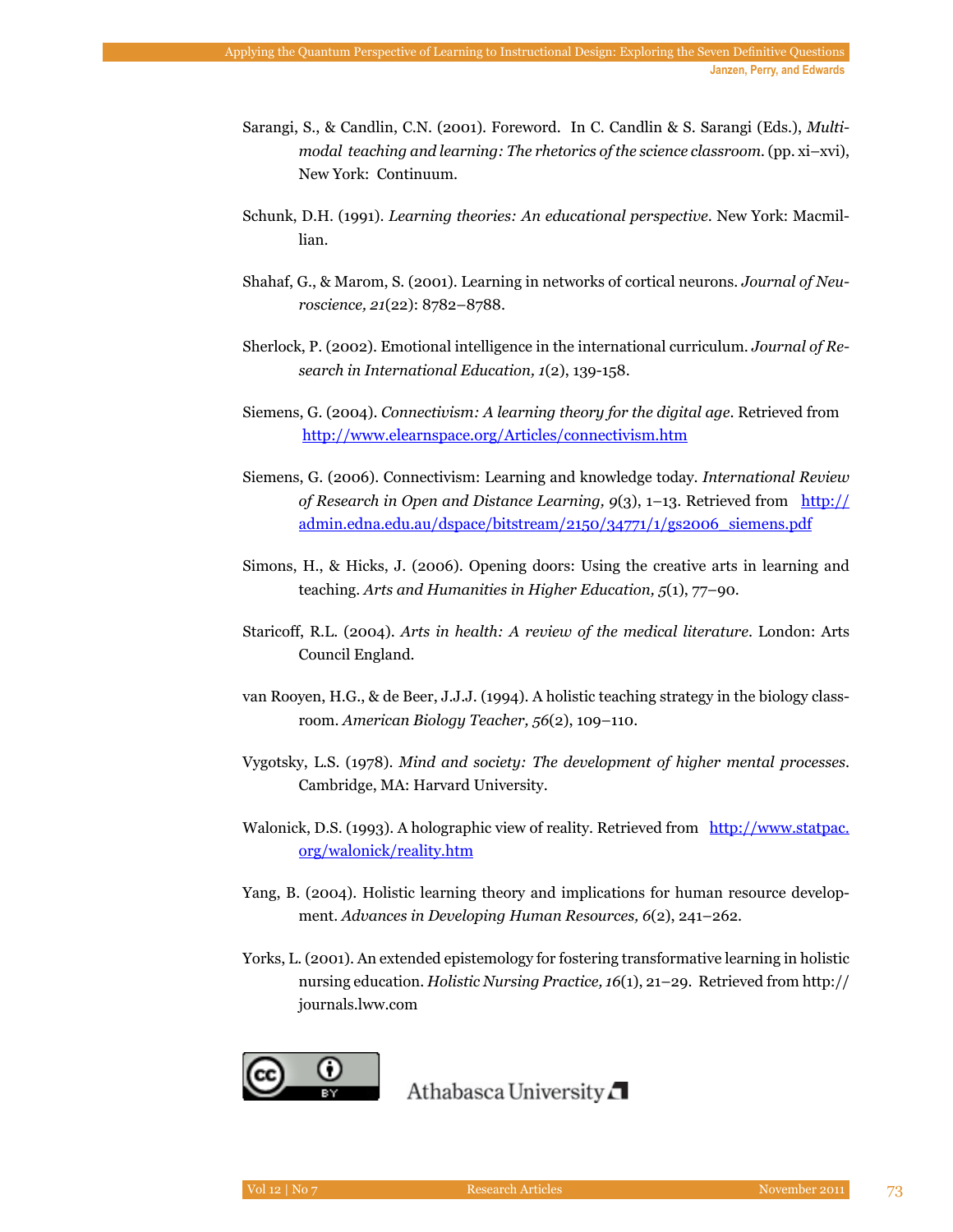Sarangi, S., & Candlin, C.N. (2001). Foreword. In C. Candlin & S. Sarangi (Eds.), *Multimodal teaching and learning: The rhetorics of the science classroom.* (pp. xi–xvi), New York: Continuum.

Schunk, D.H. (1991). *Learning theories: An educational perspective*. New York: Macmillian.

Shahaf, G., & Marom, S. (2001). Learning in networks of cortical neurons. *Journal of Neuroscience, 21*(22): 8782–8788.

Sherlock, P. (2002). Emotional intelligence in the international curriculum. *Journal of Research in International Education, 1*(2), 139-158.

Siemens, G. (2004). *Connectivism: A learning theory for the digital age*. Retrieved from http://www.elearnspace.org/Articles/connectivism.htm

Siemens, G. (2006). Connectivism: Learning and knowledge today. *International Review of Research in Open and Distance Learning, 9*(3), 1–13. Retrieved from http://admin.edna.edu.au/dspace/bitstream/2150/34771/1/gs2006_siemens.pdf

Simons, H., & Hicks, J. (2006). Opening doors: Using the creative arts in learning and teaching. *Arts and Humanities in Higher Education, 5*(1), 77–90.

Staricoff, R.L. (2004). *Arts in health: A review of the medical literature*. London: Arts Council England.

van Rooyen, H.G., & de Beer, J.J.J. (1994). A holistic teaching strategy in the biology classroom. *American Biology Teacher, 56*(2), 109–110.

Vygotsky, L.S. (1978). *Mind and society: The development of higher mental processes*. Cambridge, MA: Harvard University.

Walonick, D.S. (1993). A holographic view of reality. Retrieved from http://www.statpac.org/walonick/reality.htm

Yang, B. (2004). Holistic learning theory and implications for human resource development. *Advances in Developing Human Resources, 6*(2), 241–262.

Yorks, L. (2001). An extended epistemology for fostering transformative learning in holistic nursing education. *Holistic Nursing Practice, 16*(1), 21–29. Retrieved from http://journals.lww.com

Athabasca University